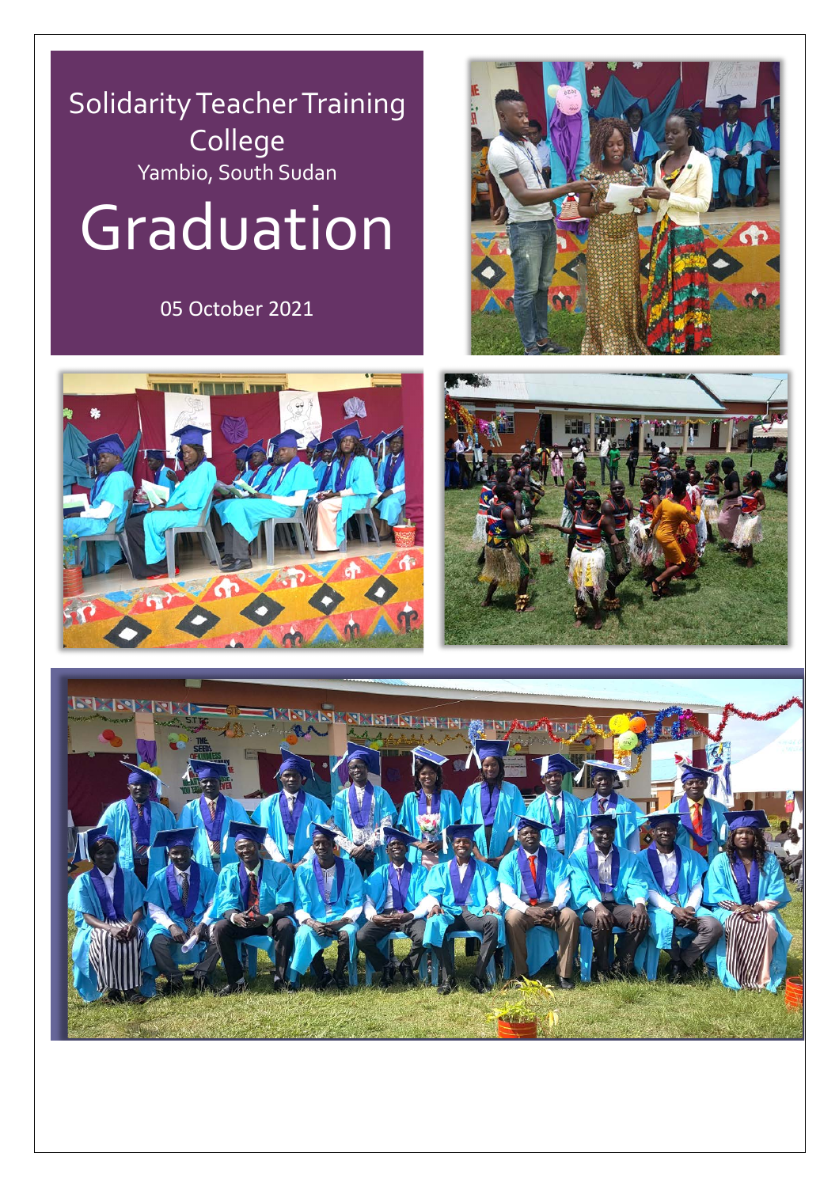Solidarity Teacher Training College

Yambio, South Sudan

# Graduation

05 October 2021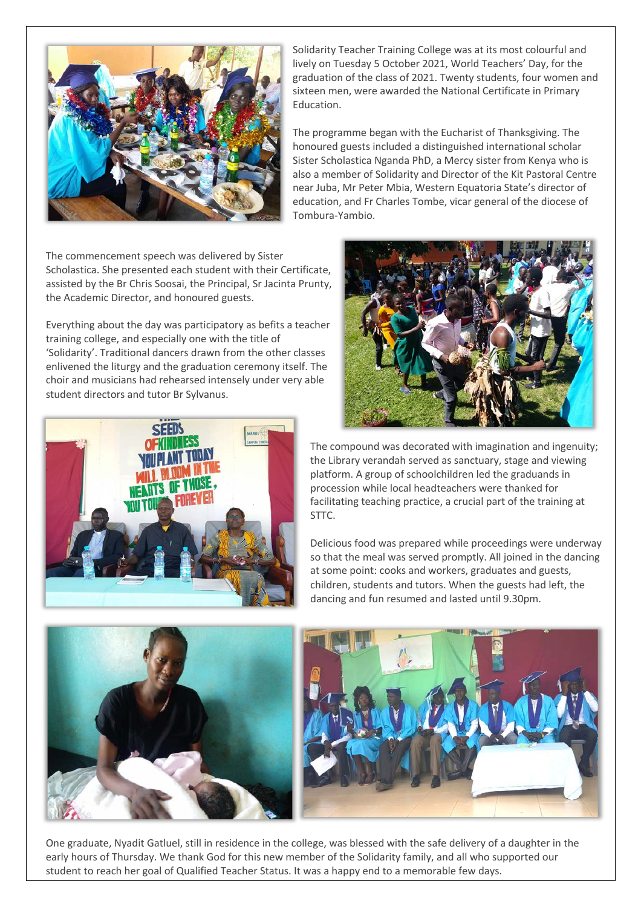Solidarity Teacher Training College was at its most colourful and lively on Tuesday 5 October 2021, World Teachers' Day, for the graduation of the class of 2021. Twenty students, four women and sixteen men, were awarded the National Certificate in Primary Education.

The programme began with the Eucharist of Thanksgiving. The honoured guests included a distinguished international scholar Sister Scholastica Nganda PhD, a Mercy sister from Kenya who is also a member of Solidarity and Director of the Kit Pastoral Centre near Juba, Mr Peter Mbia, Western Equatoria State's director of education, and Fr Charles Tombe, vicar general of the diocese of Tombura-Yambio.

The commencement speech was delivered by Sister Scholastica. She presented each student with their Certificate, assisted by the Br Chris Soosai, the Principal, Sr Jacinta Prunty, the Academic Director, and honoured guests.

Everything about the day was participatory as befits a teacher training college, and especially one with the title of 'Solidarity'. Traditional dancers drawn from the other classes enlivened the liturgy and the graduation ceremony itself. The choir and musicians had rehearsed intensely under very able student directors and tutor Br Sylvanus.

The compound was decorated with imagination and ingenuity; the Library verandah served as sanctuary, stage and viewing platform. A group of schoolchildren led the graduands in procession while local headteachers were thanked for facilitating teaching practice, a crucial part of the training at STTC.

Delicious food was prepared while proceedings were underway so that the meal was served promptly. All joined in the dancing at some point: cooks and workers, graduates and guests, children, students and tutors. When the guests had left, the dancing and fun resumed and lasted until 9.30pm.

One graduate, Nyadit Gatluel, still in residence in the college, was blessed with the safe delivery of a daughter in the early hours of Thursday. We thank God for this new member of the Solidarity family, and all who supported our student to reach her goal of Qualified Teacher Status. It was a happy end to a memorable few days.